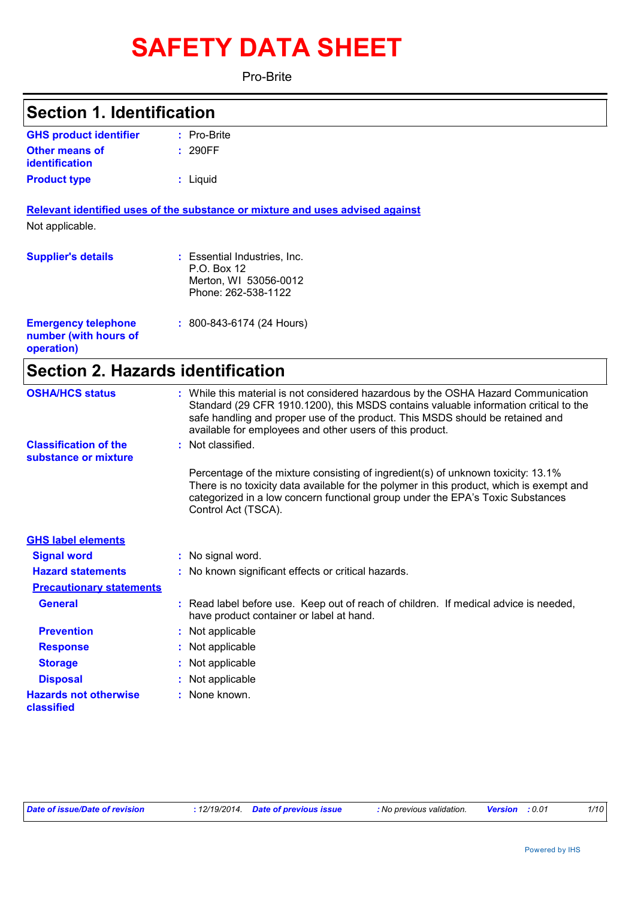# SAFETY DATA SHEET

Pro-Brite

## Section 1. Identification

| | | |
|---|---|---|
| **GHS product identifier** | : | Pro-Brite |
| **Other means of identification** | : | 290FF |
| **Product type** | : | Liquid |

**Relevant identified uses of the substance or mixture and uses advised against**

Not applicable.

| | | |
|---|---|---|
| **Supplier's details** | : | Essential Industries, Inc.<br>P.O. Box 12<br>Merton, WI 53056-0012<br>Phone: 262-538-1122 |
| **Emergency telephone number (with hours of operation)** | : | 800-843-6174 (24 Hours) |

## Section 2. Hazards identification

| | | |
|---|---|---|
| **OSHA/HCS status** | : | While this material is not considered hazardous by the OSHA Hazard Communication Standard (29 CFR 1910.1200), this MSDS contains valuable information critical to the safe handling and proper use of the product. This MSDS should be retained and available for employees and other users of this product. |
| **Classification of the substance or mixture** | : | Not classified.<br><br>Percentage of the mixture consisting of ingredient(s) of unknown toxicity: 13.1%<br>There is no toxicity data available for the polymer in this product, which is exempt and categorized in a low concern functional group under the EPA's Toxic Substances Control Act (TSCA). |

**GHS label elements**

| | | |
|---|---|---|
| **Signal word** | : | No signal word. |
| **Hazard statements** | : | No known significant effects or critical hazards. |

**Precautionary statements**

| | | |
|---|---|---|
| **General** | : | Read label before use. Keep out of reach of children. If medical advice is needed, have product container or label at hand. |
| **Prevention** | : | Not applicable |
| **Response** | : | Not applicable |
| **Storage** | : | Not applicable |
| **Disposal** | : | Not applicable |
| **Hazards not otherwise classified** | : | None known. |

*Date of issue/Date of revision* : 12/19/2014. *Date of previous issue* : No previous validation. *Version* : 0.01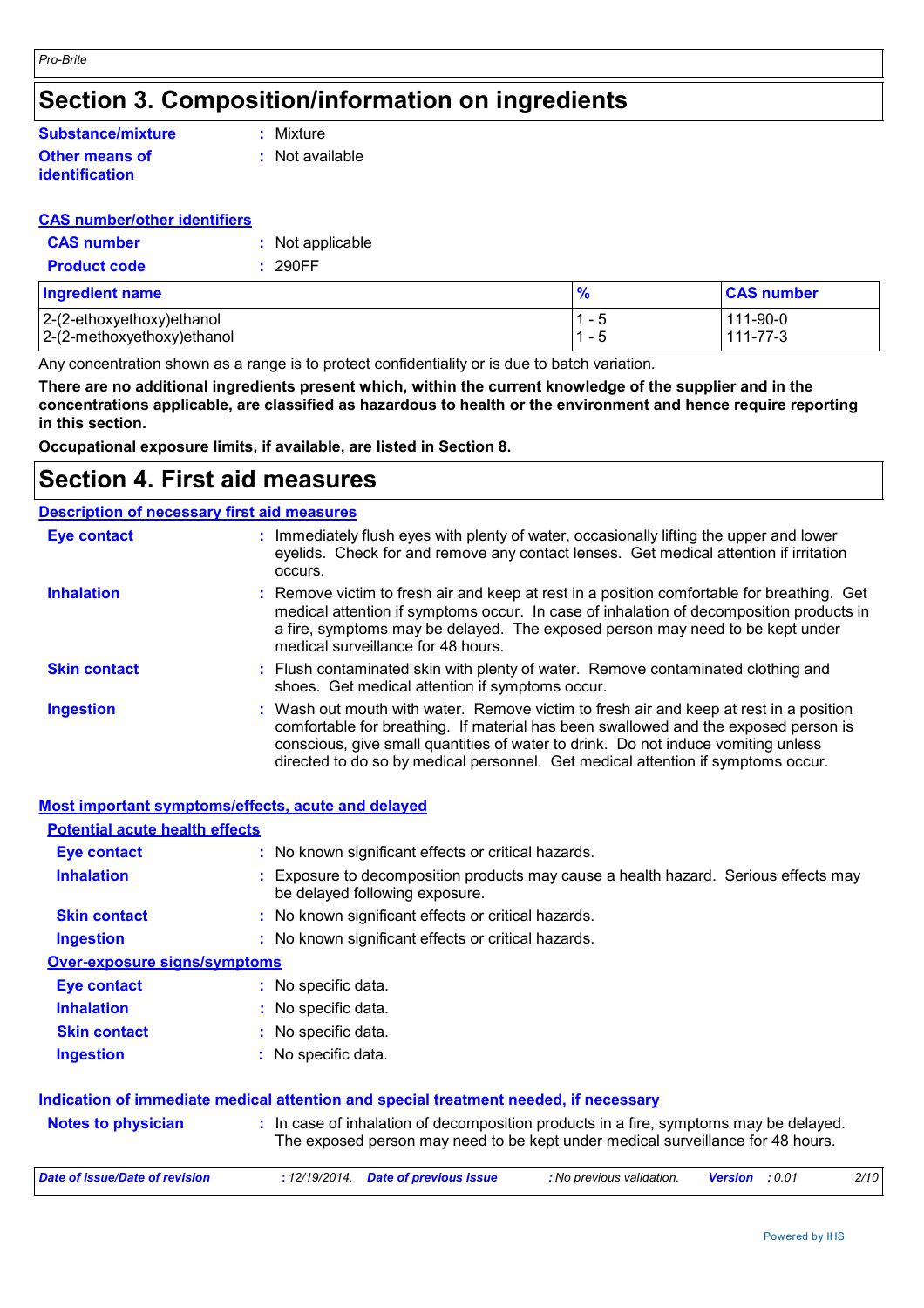# Section 3. Composition/information on ingredients

**Substance/mixture** : Mixture

**Other means of identification** : Not available

**CAS number/other identifiers**

**CAS number** : Not applicable

**Product code** : 290FF

| Ingredient name | % | CAS number |
|---|---|---|
| 2-(2-ethoxyethoxy)ethanol | 1 - 5 | 111-90-0 |
| 2-(2-methoxyethoxy)ethanol | 1 - 5 | 111-77-3 |

Any concentration shown as a range is to protect confidentiality or is due to batch variation.

**There are no additional ingredients present which, within the current knowledge of the supplier and in the concentrations applicable, are classified as hazardous to health or the environment and hence require reporting in this section.**

**Occupational exposure limits, if available, are listed in Section 8.**

# Section 4. First aid measures

**Description of necessary first aid measures**

**Eye contact** : Immediately flush eyes with plenty of water, occasionally lifting the upper and lower eyelids. Check for and remove any contact lenses. Get medical attention if irritation occurs.

**Inhalation** : Remove victim to fresh air and keep at rest in a position comfortable for breathing. Get medical attention if symptoms occur. In case of inhalation of decomposition products in a fire, symptoms may be delayed. The exposed person may need to be kept under medical surveillance for 48 hours.

**Skin contact** : Flush contaminated skin with plenty of water. Remove contaminated clothing and shoes. Get medical attention if symptoms occur.

**Ingestion** : Wash out mouth with water. Remove victim to fresh air and keep at rest in a position comfortable for breathing. If material has been swallowed and the exposed person is conscious, give small quantities of water to drink. Do not induce vomiting unless directed to do so by medical personnel. Get medical attention if symptoms occur.

**Most important symptoms/effects, acute and delayed**

**Potential acute health effects**

**Eye contact** : No known significant effects or critical hazards.

**Inhalation** : Exposure to decomposition products may cause a health hazard. Serious effects may be delayed following exposure.

**Skin contact** : No known significant effects or critical hazards.

**Ingestion** : No known significant effects or critical hazards.

**Over-exposure signs/symptoms**

**Eye contact** : No specific data.

**Inhalation** : No specific data.

**Skin contact** : No specific data.

**Ingestion** : No specific data.

**Indication of immediate medical attention and special treatment needed, if necessary**

**Notes to physician** : In case of inhalation of decomposition products in a fire, symptoms may be delayed. The exposed person may need to be kept under medical surveillance for 48 hours.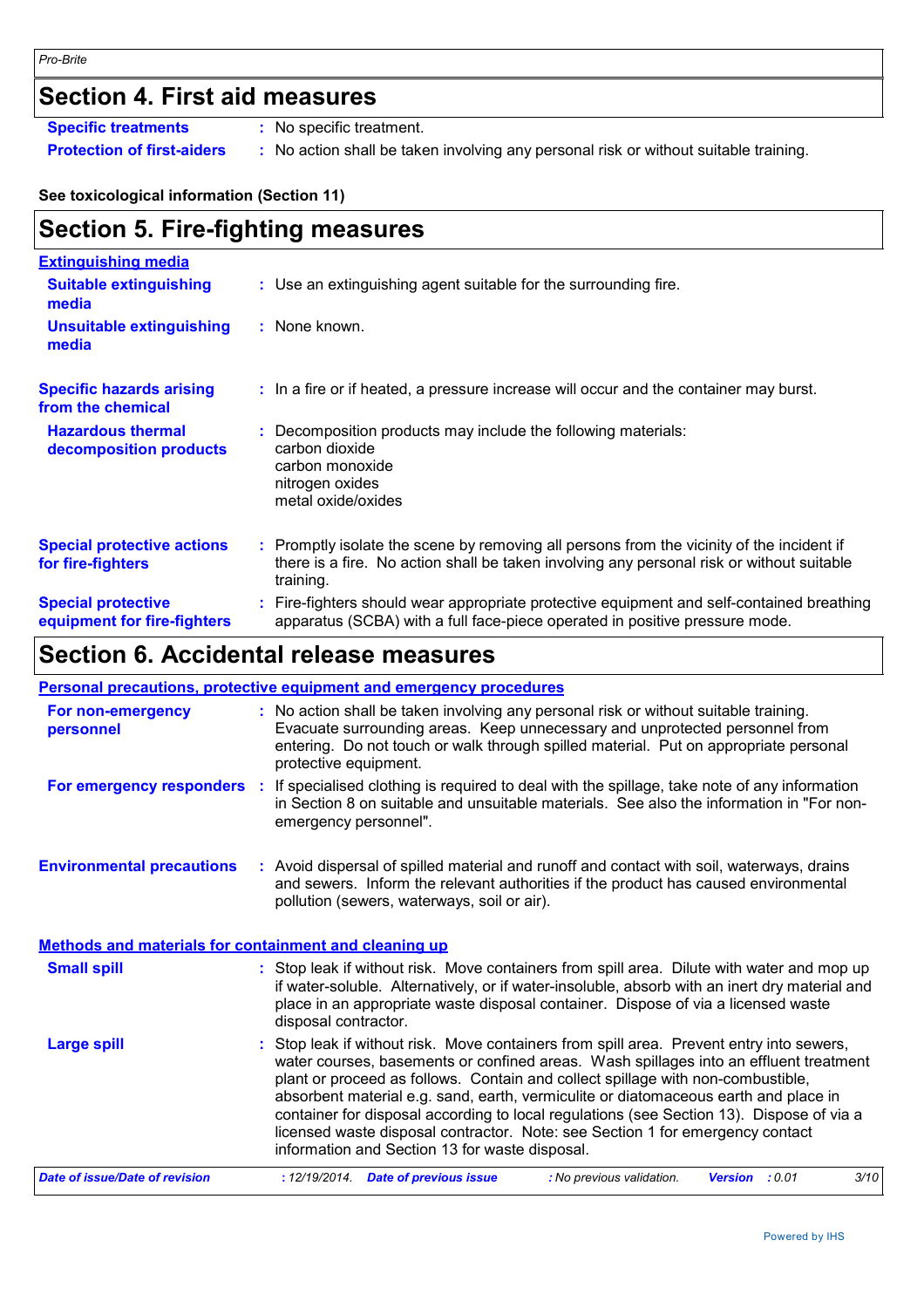## Section 4. First aid measures

**Specific treatments** : No specific treatment.

**Protection of first-aiders** : No action shall be taken involving any personal risk or without suitable training.

**See toxicological information (Section 11)**

## Section 5. Fire-fighting measures

**Extinguishing media**

**Suitable extinguishing media** : Use an extinguishing agent suitable for the surrounding fire.

**Unsuitable extinguishing media** : None known.

**Specific hazards arising from the chemical** : In a fire or if heated, a pressure increase will occur and the container may burst.

**Hazardous thermal decomposition products** : Decomposition products may include the following materials:
carbon dioxide
carbon monoxide
nitrogen oxides
metal oxide/oxides

**Special protective actions for fire-fighters** : Promptly isolate the scene by removing all persons from the vicinity of the incident if there is a fire. No action shall be taken involving any personal risk or without suitable training.

**Special protective equipment for fire-fighters** : Fire-fighters should wear appropriate protective equipment and self-contained breathing apparatus (SCBA) with a full face-piece operated in positive pressure mode.

## Section 6. Accidental release measures

**Personal precautions, protective equipment and emergency procedures**

**For non-emergency personnel** : No action shall be taken involving any personal risk or without suitable training. Evacuate surrounding areas. Keep unnecessary and unprotected personnel from entering. Do not touch or walk through spilled material. Put on appropriate personal protective equipment.

**For emergency responders** : If specialised clothing is required to deal with the spillage, take note of any information in Section 8 on suitable and unsuitable materials. See also the information in "For non-emergency personnel".

**Environmental precautions** : Avoid dispersal of spilled material and runoff and contact with soil, waterways, drains and sewers. Inform the relevant authorities if the product has caused environmental pollution (sewers, waterways, soil or air).

**Methods and materials for containment and cleaning up**

**Small spill** : Stop leak if without risk. Move containers from spill area. Dilute with water and mop up if water-soluble. Alternatively, or if water-insoluble, absorb with an inert dry material and place in an appropriate waste disposal container. Dispose of via a licensed waste disposal contractor.

**Large spill** : Stop leak if without risk. Move containers from spill area. Prevent entry into sewers, water courses, basements or confined areas. Wash spillages into an effluent treatment plant or proceed as follows. Contain and collect spillage with non-combustible, absorbent material e.g. sand, earth, vermiculite or diatomaceous earth and place in container for disposal according to local regulations (see Section 13). Dispose of via a licensed waste disposal contractor. Note: see Section 1 for emergency contact information and Section 13 for waste disposal.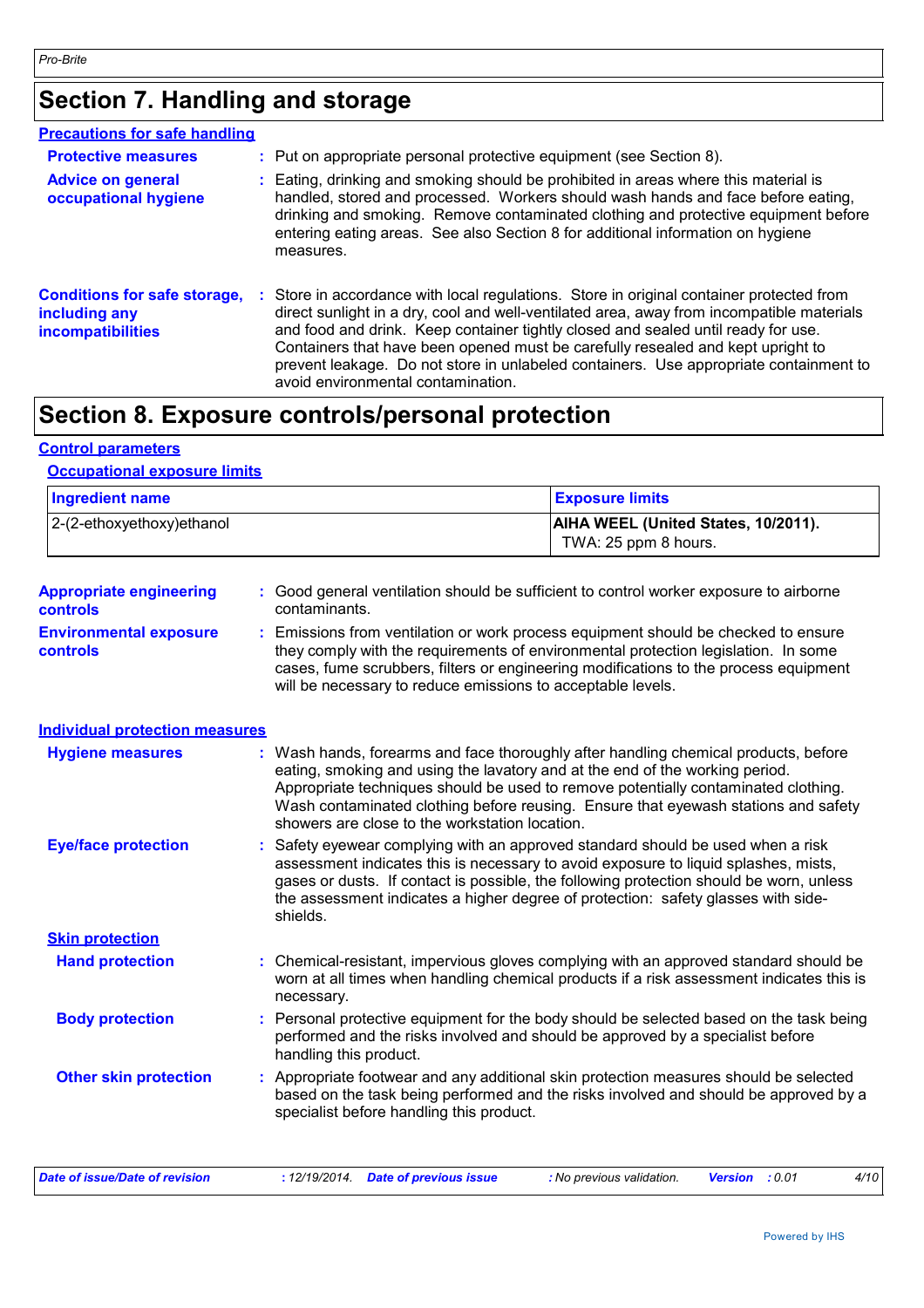# Section 7. Handling and storage

## Precautions for safe handling

**Protective measures** : Put on appropriate personal protective equipment (see Section 8).

**Advice on general occupational hygiene** : Eating, drinking and smoking should be prohibited in areas where this material is handled, stored and processed. Workers should wash hands and face before eating, drinking and smoking. Remove contaminated clothing and protective equipment before entering eating areas. See also Section 8 for additional information on hygiene measures.

**Conditions for safe storage, including any incompatibilities** : Store in accordance with local regulations. Store in original container protected from direct sunlight in a dry, cool and well-ventilated area, away from incompatible materials and food and drink. Keep container tightly closed and sealed until ready for use. Containers that have been opened must be carefully resealed and kept upright to prevent leakage. Do not store in unlabeled containers. Use appropriate containment to avoid environmental contamination.

# Section 8. Exposure controls/personal protection

## Control parameters

### Occupational exposure limits

| Ingredient name | Exposure limits |
| --- | --- |
| 2-(2-ethoxyethoxy)ethanol | **AIHA WEEL (United States, 10/2011).** TWA: 25 ppm 8 hours. |

**Appropriate engineering controls** : Good general ventilation should be sufficient to control worker exposure to airborne contaminants.

**Environmental exposure controls** : Emissions from ventilation or work process equipment should be checked to ensure they comply with the requirements of environmental protection legislation. In some cases, fume scrubbers, filters or engineering modifications to the process equipment will be necessary to reduce emissions to acceptable levels.

## Individual protection measures

**Hygiene measures** : Wash hands, forearms and face thoroughly after handling chemical products, before eating, smoking and using the lavatory and at the end of the working period. Appropriate techniques should be used to remove potentially contaminated clothing. Wash contaminated clothing before reusing. Ensure that eyewash stations and safety showers are close to the workstation location.

**Eye/face protection** : Safety eyewear complying with an approved standard should be used when a risk assessment indicates this is necessary to avoid exposure to liquid splashes, mists, gases or dusts. If contact is possible, the following protection should be worn, unless the assessment indicates a higher degree of protection: safety glasses with side-shields.

### Skin protection

**Hand protection** : Chemical-resistant, impervious gloves complying with an approved standard should be worn at all times when handling chemical products if a risk assessment indicates this is necessary.

**Body protection** : Personal protective equipment for the body should be selected based on the task being performed and the risks involved and should be approved by a specialist before handling this product.

**Other skin protection** : Appropriate footwear and any additional skin protection measures should be selected based on the task being performed and the risks involved and should be approved by a specialist before handling this product.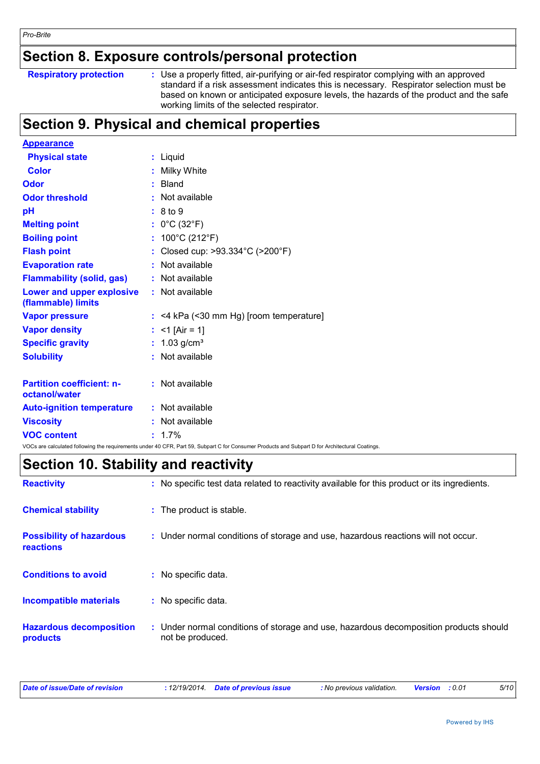## Section 8. Exposure controls/personal protection

| | |
|---|---|
| **Respiratory protection** | : Use a properly fitted, air-purifying or air-fed respirator complying with an approved standard if a risk assessment indicates this is necessary. Respirator selection must be based on known or anticipated exposure levels, the hazards of the product and the safe working limits of the selected respirator. |

## Section 9. Physical and chemical properties

**Appearance**

| | |
|---|---|
| **Physical state** | : Liquid |
| **Color** | : Milky White |
| **Odor** | : Bland |
| **Odor threshold** | : Not available |
| **pH** | : 8 to 9 |
| **Melting point** | : 0°C (32°F) |
| **Boiling point** | : 100°C (212°F) |
| **Flash point** | : Closed cup: >93.334°C (>200°F) |
| **Evaporation rate** | : Not available |
| **Flammability (solid, gas)** | : Not available |
| **Lower and upper explosive (flammable) limits** | : Not available |
| **Vapor pressure** | : <4 kPa (<30 mm Hg) [room temperature] |
| **Vapor density** | : <1 [Air = 1] |
| **Specific gravity** | : 1.03 g/cm³ |
| **Solubility** | : Not available |
| **Partition coefficient: n-octanol/water** | : Not available |
| **Auto-ignition temperature** | : Not available |
| **Viscosity** | : Not available |
| **VOC content** | : 1.7% |

VOCs are calculated following the requirements under 40 CFR, Part 59, Subpart C for Consumer Products and Subpart D for Architectural Coatings.

## Section 10. Stability and reactivity

| | |
|---|---|
| **Reactivity** | : No specific test data related to reactivity available for this product or its ingredients. |
| **Chemical stability** | : The product is stable. |
| **Possibility of hazardous reactions** | : Under normal conditions of storage and use, hazardous reactions will not occur. |
| **Conditions to avoid** | : No specific data. |
| **Incompatible materials** | : No specific data. |
| **Hazardous decomposition products** | : Under normal conditions of storage and use, hazardous decomposition products should not be produced. |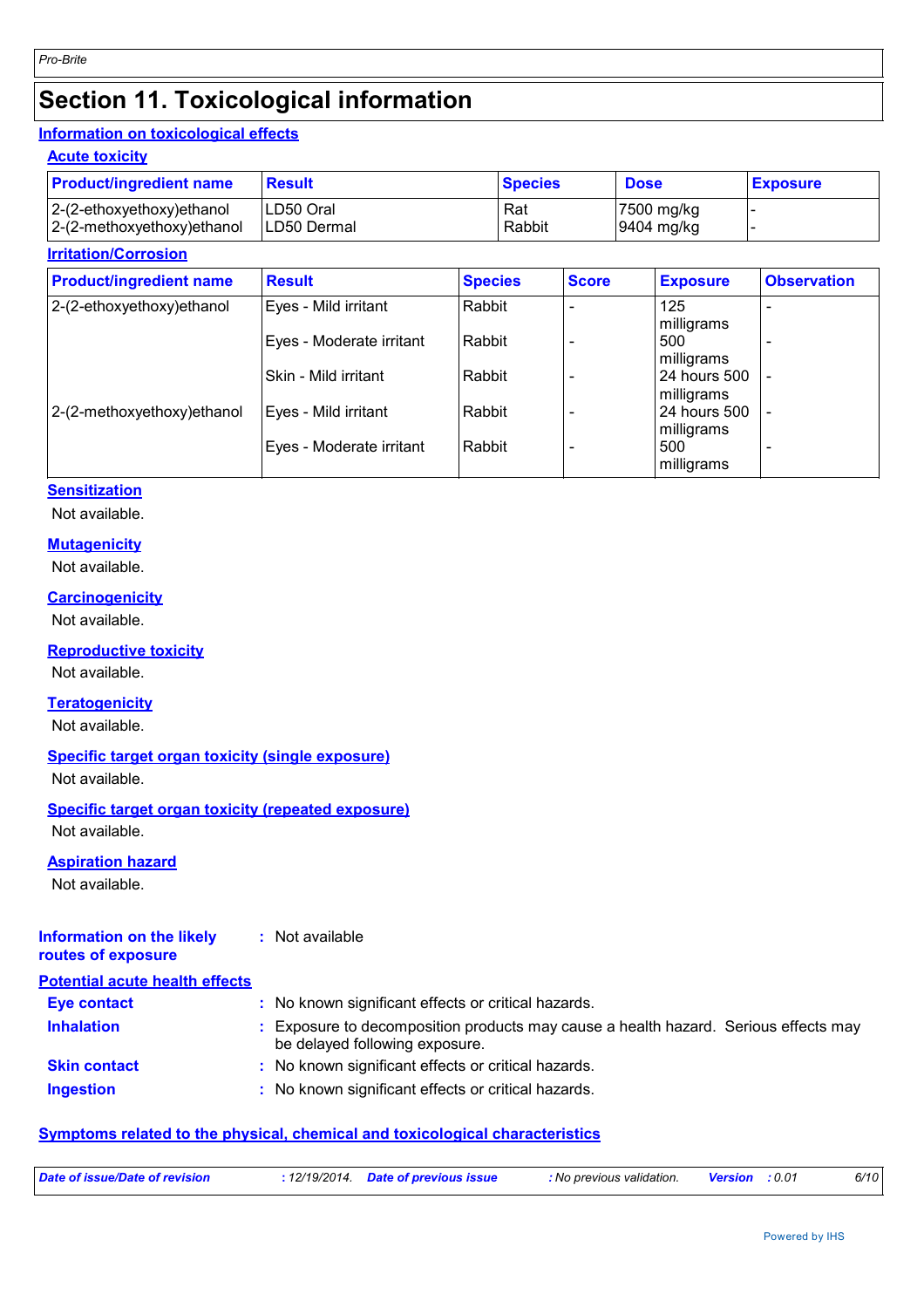# Section 11. Toxicological information

## Information on toxicological effects

### Acute toxicity

| Product/ingredient name | Result | Species | Dose | Exposure |
|---|---|---|---|---|
| 2-(2-ethoxyethoxy)ethanol | LD50 Oral | Rat | 7500 mg/kg | - |
| 2-(2-methoxyethoxy)ethanol | LD50 Dermal | Rabbit | 9404 mg/kg | - |

### Irritation/Corrosion

| Product/ingredient name | Result | Species | Score | Exposure | Observation |
|---|---|---|---|---|---|
| 2-(2-ethoxyethoxy)ethanol | Eyes - Mild irritant | Rabbit | - | 125 milligrams | - |
| | Eyes - Moderate irritant | Rabbit | - | 500 milligrams | - |
| | Skin - Mild irritant | Rabbit | - | 24 hours 500 milligrams | - |
| 2-(2-methoxyethoxy)ethanol | Eyes - Mild irritant | Rabbit | - | 24 hours 500 milligrams | - |
| | Eyes - Moderate irritant | Rabbit | - | 500 milligrams | - |

### Sensitization

Not available.

### Mutagenicity

Not available.

### Carcinogenicity

Not available.

### Reproductive toxicity

Not available.

### Teratogenicity

Not available.

### Specific target organ toxicity (single exposure)

Not available.

### Specific target organ toxicity (repeated exposure)

Not available.

### Aspiration hazard

Not available.

**Information on the likely routes of exposure** : Not available

## Potential acute health effects

**Eye contact** : No known significant effects or critical hazards.

**Inhalation** : Exposure to decomposition products may cause a health hazard. Serious effects may be delayed following exposure.

**Skin contact** : No known significant effects or critical hazards.

**Ingestion** : No known significant effects or critical hazards.

## Symptoms related to the physical, chemical and toxicological characteristics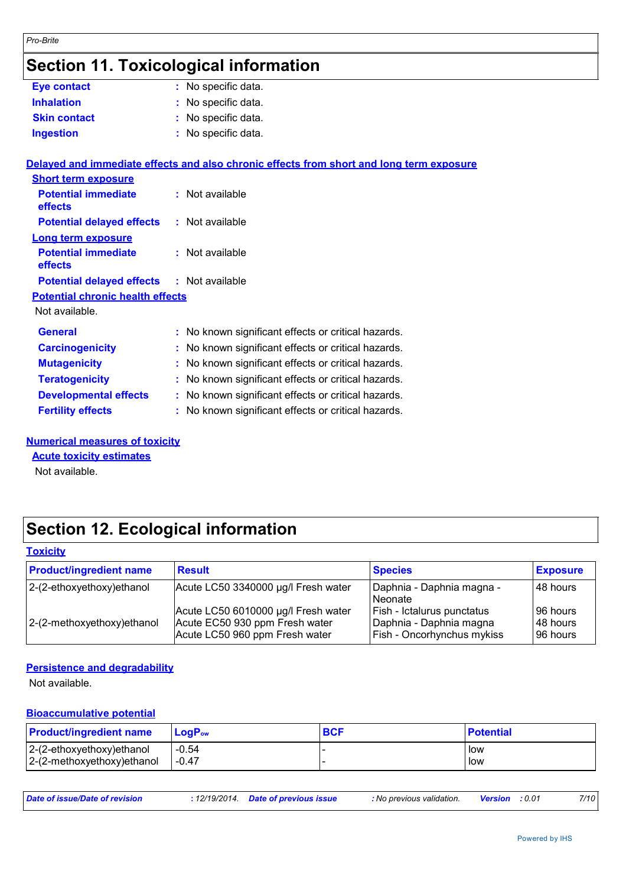# Section 11. Toxicological information

**Eye contact** : No specific data.

**Inhalation** : No specific data.

**Skin contact** : No specific data.

**Ingestion** : No specific data.

## Delayed and immediate effects and also chronic effects from short and long term exposure

### Short term exposure

**Potential immediate effects** : Not available

**Potential delayed effects** : Not available

### Long term exposure

**Potential immediate effects** : Not available

**Potential delayed effects** : Not available

### Potential chronic health effects

Not available.

**General** : No known significant effects or critical hazards.

**Carcinogenicity** : No known significant effects or critical hazards.

**Mutagenicity** : No known significant effects or critical hazards.

**Teratogenicity** : No known significant effects or critical hazards.

**Developmental effects** : No known significant effects or critical hazards.

**Fertility effects** : No known significant effects or critical hazards.

## Numerical measures of toxicity

### Acute toxicity estimates

Not available.

# Section 12. Ecological information

## Toxicity

| Product/ingredient name | Result | Species | Exposure |
|---|---|---|---|
| 2-(2-ethoxyethoxy)ethanol | Acute LC50 3340000 µg/l Fresh water | Daphnia - Daphnia magna - Neonate | 48 hours |
| | Acute LC50 6010000 µg/l Fresh water | Fish - Ictalurus punctatus | 96 hours |
| 2-(2-methoxyethoxy)ethanol | Acute EC50 930 ppm Fresh water | Daphnia - Daphnia magna | 48 hours |
| | Acute LC50 960 ppm Fresh water | Fish - Oncorhynchus mykiss | 96 hours |

## Persistence and degradability

Not available.

## Bioaccumulative potential

| Product/ingredient name | $LogP_{ow}$ | BCF | Potential |
|---|---|---|---|
| 2-(2-ethoxyethoxy)ethanol | -0.54 | - | low |
| 2-(2-methoxyethoxy)ethanol | -0.47 | - | low |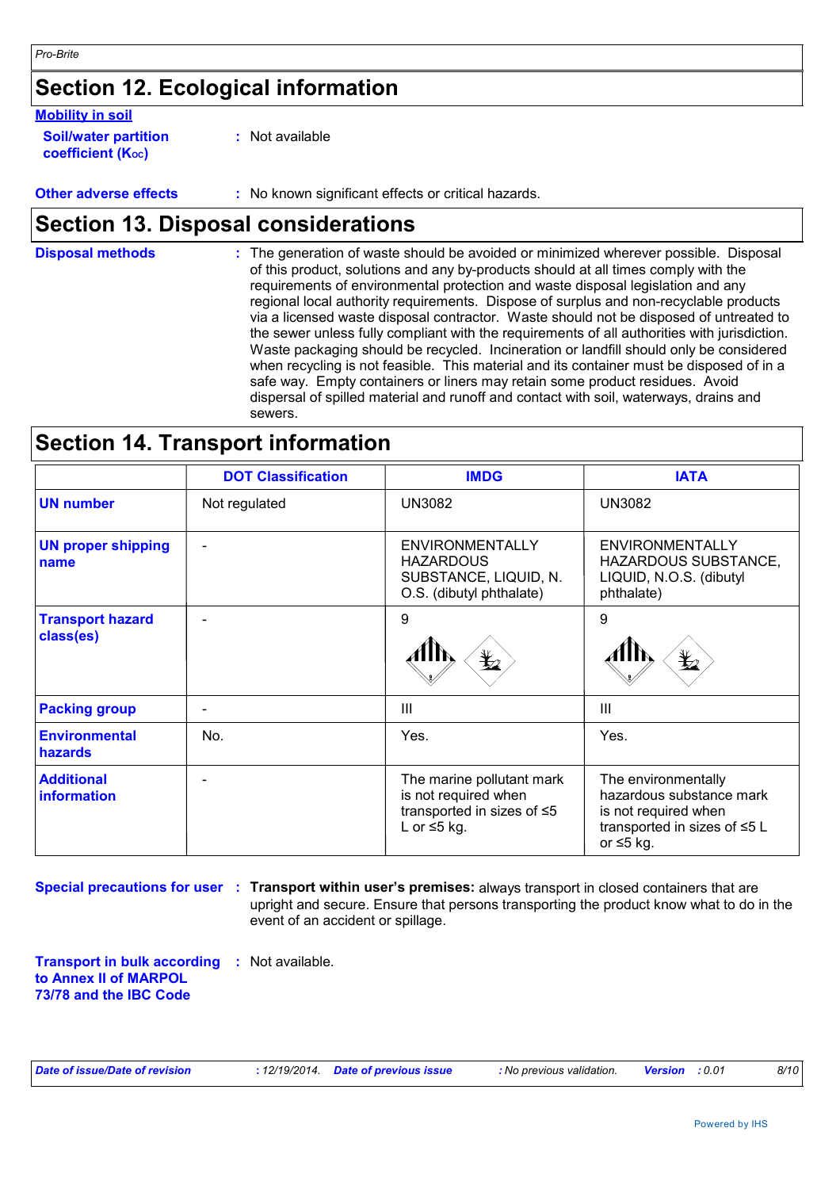## Section 12. Ecological information

**Mobility in soil**

**Soil/water partition coefficient ($K_{OC}$)** : Not available

**Other adverse effects** : No known significant effects or critical hazards.

## Section 13. Disposal considerations

**Disposal methods** : The generation of waste should be avoided or minimized wherever possible. Disposal of this product, solutions and any by-products should at all times comply with the requirements of environmental protection and waste disposal legislation and any regional local authority requirements. Dispose of surplus and non-recyclable products via a licensed waste disposal contractor. Waste should not be disposed of untreated to the sewer unless fully compliant with the requirements of all authorities with jurisdiction. Waste packaging should be recycled. Incineration or landfill should only be considered when recycling is not feasible. This material and its container must be disposed of in a safe way. Empty containers or liners may retain some product residues. Avoid dispersal of spilled material and runoff and contact with soil, waterways, drains and sewers.

## Section 14. Transport information

| | DOT Classification | IMDG | IATA |
|---|---|---|---|
| **UN number** | Not regulated | UN3082 | UN3082 |
| **UN proper shipping name** | - | ENVIRONMENTALLY HAZARDOUS SUBSTANCE, LIQUID, N.O.S. (dibutyl phthalate) | ENVIRONMENTALLY HAZARDOUS SUBSTANCE, LIQUID, N.O.S. (dibutyl phthalate) |
| **Transport hazard class(es)** | - | 9 | 9 |
| **Packing group** | - | III | III |
| **Environmental hazards** | No. | Yes. | Yes. |
| **Additional information** | - | The marine pollutant mark is not required when transported in sizes of ≤5 L or ≤5 kg. | The environmentally hazardous substance mark is not required when transported in sizes of ≤5 L or ≤5 kg. |

**Special precautions for user** : **Transport within user's premises:** always transport in closed containers that are upright and secure. Ensure that persons transporting the product know what to do in the event of an accident or spillage.

**Transport in bulk according to Annex II of MARPOL 73/78 and the IBC Code** : Not available.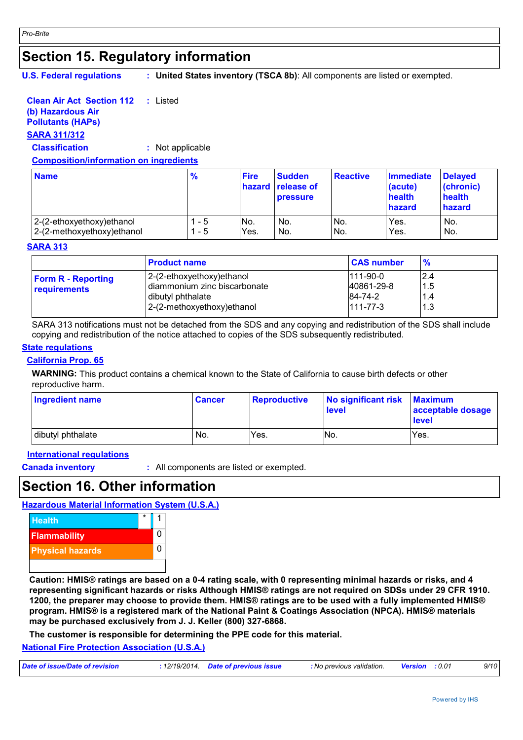# Section 15. Regulatory information

**U.S. Federal regulations** : **United States inventory (TSCA 8b)**: All components are listed or exempted.

**Clean Air Act Section 112 (b) Hazardous Air Pollutants (HAPs)** : Listed

**SARA 311/312**

**Classification** : Not applicable

**Composition/information on ingredients**

| Name | % | Fire hazard | Sudden release of pressure | Reactive | Immediate (acute) health hazard | Delayed (chronic) health hazard |
|---|---|---|---|---|---|---|
| 2-(2-ethoxyethoxy)ethanol | 1 - 5 | No. | No. | No. | Yes. | No. |
| 2-(2-methoxyethoxy)ethanol | 1 - 5 | Yes. | No. | No. | Yes. | No. |

**SARA 313**

| | Product name | CAS number | % |
|---|---|---|---|
| **Form R - Reporting requirements** | 2-(2-ethoxyethoxy)ethanol | 111-90-0 | 2.4 |
| | diammonium zinc biscarbonate | 40861-29-8 | 1.5 |
| | dibutyl phthalate | 84-74-2 | 1.4 |
| | 2-(2-methoxyethoxy)ethanol | 111-77-3 | 1.3 |

SARA 313 notifications must not be detached from the SDS and any copying and redistribution of the SDS shall include copying and redistribution of the notice attached to copies of the SDS subsequently redistributed.

**State regulations**

**California Prop. 65**

**WARNING:** This product contains a chemical known to the State of California to cause birth defects or other reproductive harm.

| Ingredient name | Cancer | Reproductive | No significant risk level | Maximum acceptable dosage level |
|---|---|---|---|---|
| dibutyl phthalate | No. | Yes. | No. | Yes. |

**International regulations**

**Canada inventory** : All components are listed or exempted.

# Section 16. Other information

**Hazardous Material Information System (U.S.A.)**

| | | |
|---|---|---|
| Health | * | 1 |
| Flammability | | 0 |
| Physical hazards | | 0 |

**Caution: HMIS® ratings are based on a 0-4 rating scale, with 0 representing minimal hazards or risks, and 4 representing significant hazards or risks Although HMIS® ratings are not required on SDSs under 29 CFR 1910. 1200, the preparer may choose to provide them. HMIS® ratings are to be used with a fully implemented HMIS® program. HMIS® is a registered mark of the National Paint & Coatings Association (NPCA). HMIS® materials may be purchased exclusively from J. J. Keller (800) 327-6868.**

**The customer is responsible for determining the PPE code for this material.**

**National Fire Protection Association (U.S.A.)**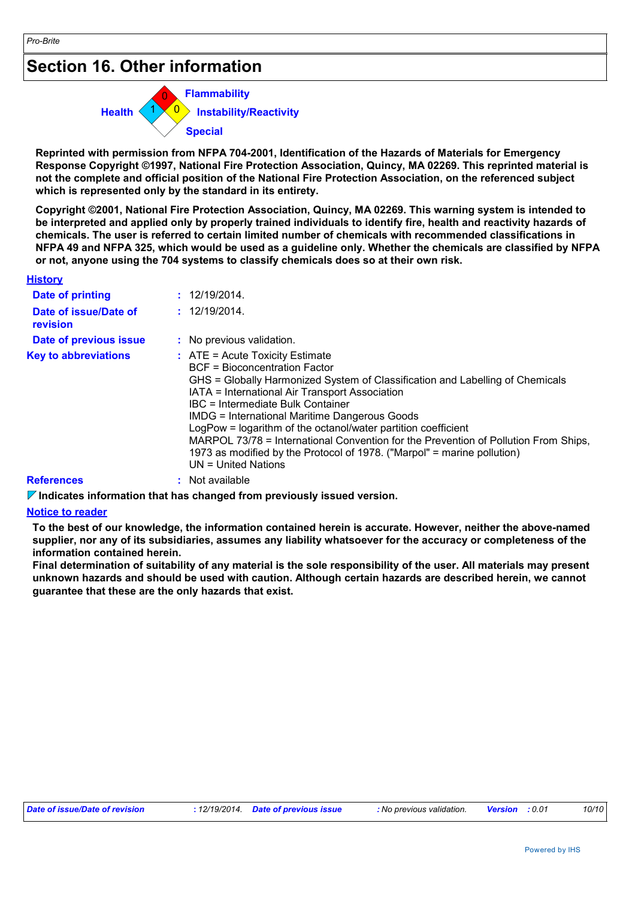# Section 16. Other information

Flammability: 0
Health: 1
Instability/Reactivity: 0
Special

**Reprinted with permission from NFPA 704-2001, Identification of the Hazards of Materials for Emergency Response Copyright ©1997, National Fire Protection Association, Quincy, MA 02269. This reprinted material is not the complete and official position of the National Fire Protection Association, on the referenced subject which is represented only by the standard in its entirety.**

**Copyright ©2001, National Fire Protection Association, Quincy, MA 02269. This warning system is intended to be interpreted and applied only by properly trained individuals to identify fire, health and reactivity hazards of chemicals. The user is referred to certain limited number of chemicals with recommended classifications in NFPA 49 and NFPA 325, which would be used as a guideline only. Whether the chemicals are classified by NFPA or not, anyone using the 704 systems to classify chemicals does so at their own risk.**

**History**

| | |
|---|---|
| **Date of printing** | : 12/19/2014. |
| **Date of issue/Date of revision** | : 12/19/2014. |
| **Date of previous issue** | : No previous validation. |
| **Key to abbreviations** | : ATE = Acute Toxicity Estimate<br>BCF = Bioconcentration Factor<br>GHS = Globally Harmonized System of Classification and Labelling of Chemicals<br>IATA = International Air Transport Association<br>IBC = Intermediate Bulk Container<br>IMDG = International Maritime Dangerous Goods<br>LogPow = logarithm of the octanol/water partition coefficient<br>MARPOL 73/78 = International Convention for the Prevention of Pollution From Ships, 1973 as modified by the Protocol of 1978. ("Marpol" = marine pollution)<br>UN = United Nations |
| **References** | : Not available |

**Indicates information that has changed from previously issued version.**

**Notice to reader**

**To the best of our knowledge, the information contained herein is accurate. However, neither the above-named supplier, nor any of its subsidiaries, assumes any liability whatsoever for the accuracy or completeness of the information contained herein.**
**Final determination of suitability of any material is the sole responsibility of the user. All materials may present unknown hazards and should be used with caution. Although certain hazards are described herein, we cannot guarantee that these are the only hazards that exist.**